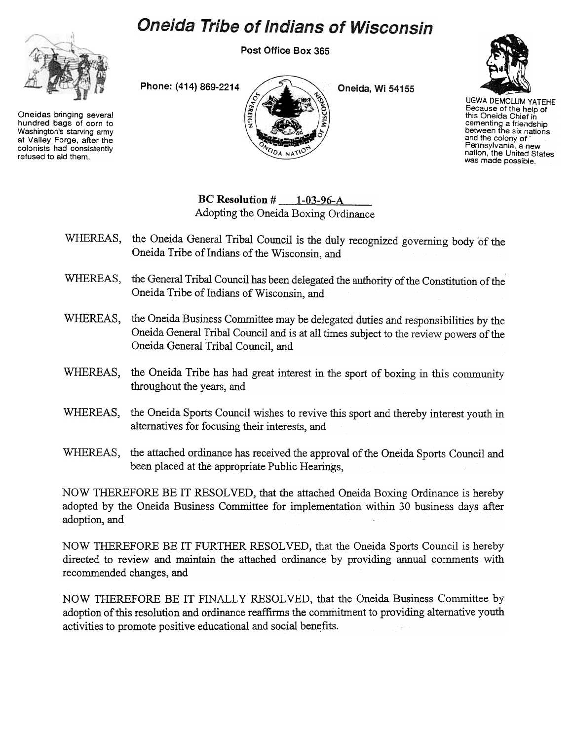# Oneida Tribe of Indians of Wisconsin

Post Office Box 365

Phone: (414) 869-2214

Oneida, Wi 54155

Oneidas bringing several hundred bags of corn to Washington's starving army at Valley Forge, after the colonists had consistently refused to aid them.

UGWA DEMOLUM YATEHE
Because of the help of this Oneida Chief in cementing a friendship between the six nations and the colony of Pennsylvania, a new nation, the United States was made possible.

**BC Resolution # 1-03-96-A**
Adopting the Oneida Boxing Ordinance

WHEREAS, the Oneida General Tribal Council is the duly recognized governing body of the Oneida Tribe of Indians of the Wisconsin, and

WHEREAS, the General Tribal Council has been delegated the authority of the Constitution of the Oneida Tribe of Indians of Wisconsin, and

WHEREAS, the Oneida Business Committee may be delegated duties and responsibilities by the Oneida General Tribal Council and is at all times subject to the review powers of the Oneida General Tribal Council, and

WHEREAS, the Oneida Tribe has had great interest in the sport of boxing in this community throughout the years, and

WHEREAS, the Oneida Sports Council wishes to revive this sport and thereby interest youth in alternatives for focusing their interests, and

WHEREAS, the attached ordinance has received the approval of the Oneida Sports Council and been placed at the appropriate Public Hearings,

NOW THEREFORE BE IT RESOLVED, that the attached Oneida Boxing Ordinance is hereby adopted by the Oneida Business Committee for implementation within 30 business days after adoption, and

NOW THEREFORE BE IT FURTHER RESOLVED, that the Oneida Sports Council is hereby directed to review and maintain the attached ordinance by providing annual comments with recommended changes, and

NOW THEREFORE BE IT FINALLY RESOLVED, that the Oneida Business Committee by adoption of this resolution and ordinance reaffirms the commitment to providing alternative youth activities to promote positive educational and social benefits.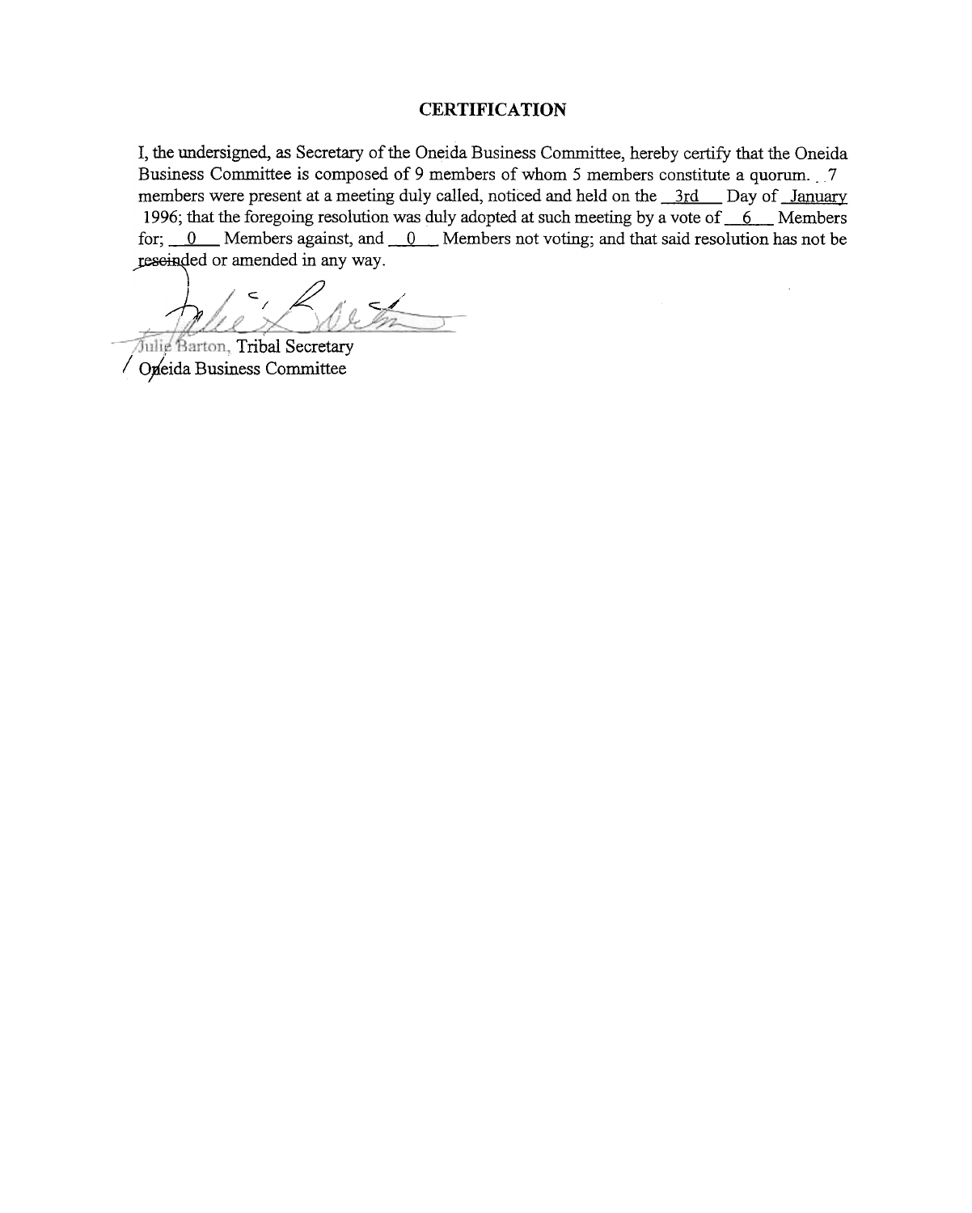**CERTIFICATION**

I, the undersigned, as Secretary of the Oneida Business Committee, hereby certify that the Oneida Business Committee is composed of 9 members of whom 5 members constitute a quorum. 7 members were present at a meeting duly called, noticed and held on the 3rd Day of January 1996; that the foregoing resolution was duly adopted at such meeting by a vote of 6 Members for; 0 Members against, and 0 Members not voting; and that said resolution has not be rescinded or amended in any way.

Julie Barton, Tribal Secretary
Oneida Business Committee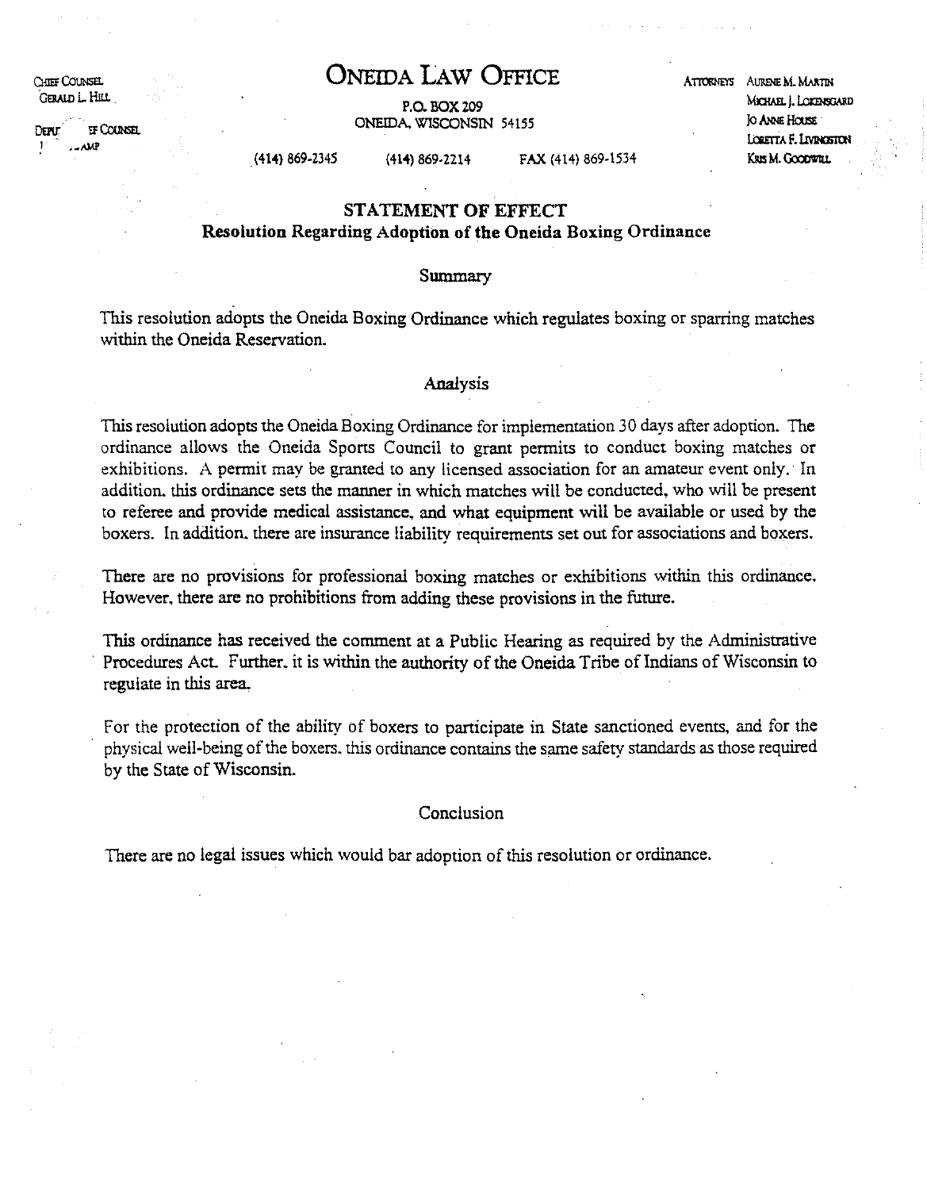Chief Counsel
Gerald L. Hill

Deputy Chief Counsel

# ONEIDA LAW OFFICE

P.O. BOX 209
ONEIDA, WISCONSIN 54155

(414) 869-2345 (414) 869-2214 FAX (414) 869-1534

Attorneys Aurene M. Martin
Michael J. Lokensgard
Jo Anne House
Loretta F. Livingston
Kris M. Goodwill

## STATEMENT OF EFFECT

### Resolution Regarding Adoption of the Oneida Boxing Ordinance

#### Summary

This resolution adopts the Oneida Boxing Ordinance which regulates boxing or sparring matches within the Oneida Reservation.

#### Analysis

This resolution adopts the Oneida Boxing Ordinance for implementation 30 days after adoption. The ordinance allows the Oneida Sports Council to grant permits to conduct boxing matches or exhibitions. A permit may be granted to any licensed association for an amateur event only. In addition, this ordinance sets the manner in which matches will be conducted, who will be present to referee and provide medical assistance, and what equipment will be available or used by the boxers. In addition, there are insurance liability requirements set out for associations and boxers.

There are no provisions for professional boxing matches or exhibitions within this ordinance. However, there are no prohibitions from adding these provisions in the future.

This ordinance has received the comment at a Public Hearing as required by the Administrative Procedures Act. Further, it is within the authority of the Oneida Tribe of Indians of Wisconsin to regulate in this area.

For the protection of the ability of boxers to participate in State sanctioned events, and for the physical well-being of the boxers, this ordinance contains the same safety standards as those required by the State of Wisconsin.

#### Conclusion

There are no legal issues which would bar adoption of this resolution or ordinance.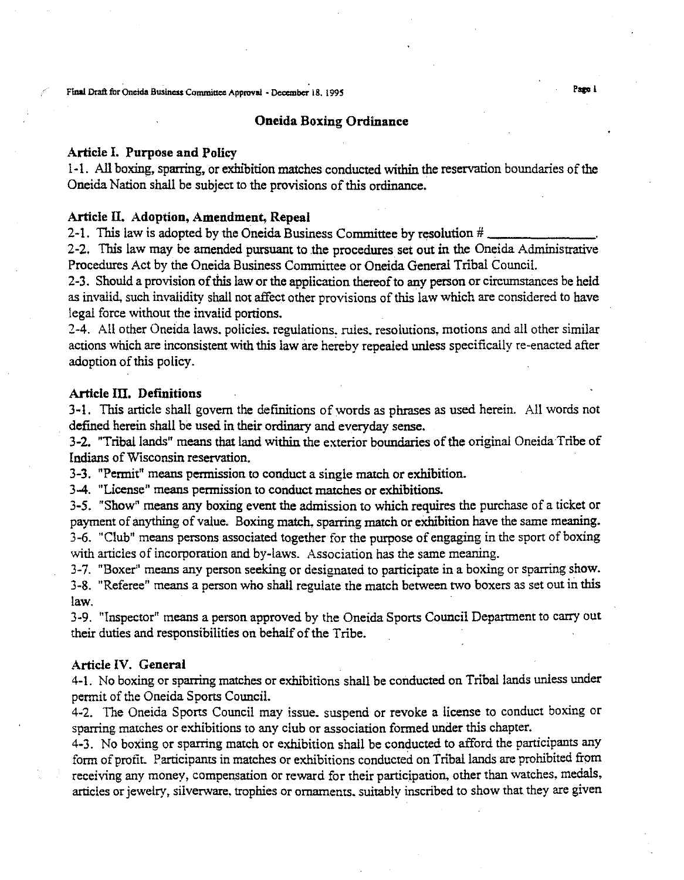# Oneida Boxing Ordinance

## Article I. Purpose and Policy

1-1. All boxing, sparring, or exhibition matches conducted within the reservation boundaries of the Oneida Nation shall be subject to the provisions of this ordinance.

## Article II. Adoption, Amendment, Repeal

2-1. This law is adopted by the Oneida Business Committee by resolution # ________________.

2-2. This law may be amended pursuant to the procedures set out in the Oneida Administrative Procedures Act by the Oneida Business Committee or Oneida General Tribal Council.

2-3. Should a provision of this law or the application thereof to any person or circumstances be held as invalid, such invalidity shall not affect other provisions of this law which are considered to have legal force without the invalid portions.

2-4. All other Oneida laws, policies, regulations, rules, resolutions, motions and all other similar actions which are inconsistent with this law are hereby repealed unless specifically re-enacted after adoption of this policy.

## Article III. Definitions

3-1. This article shall govern the definitions of words as phrases as used herein. All words not defined herein shall be used in their ordinary and everyday sense.

3-2. "Tribal lands" means that land within the exterior boundaries of the original Oneida Tribe of Indians of Wisconsin reservation.

3-3. "Permit" means permission to conduct a single match or exhibition.

3-4. "License" means permission to conduct matches or exhibitions.

3-5. "Show" means any boxing event the admission to which requires the purchase of a ticket or payment of anything of value. Boxing match, sparring match or exhibition have the same meaning.

3-6. "Club" means persons associated together for the purpose of engaging in the sport of boxing with articles of incorporation and by-laws. Association has the same meaning.

3-7. "Boxer" means any person seeking or designated to participate in a boxing or sparring show.

3-8. "Referee" means a person who shall regulate the match between two boxers as set out in this law.

3-9. "Inspector" means a person approved by the Oneida Sports Council Department to carry out their duties and responsibilities on behalf of the Tribe.

## Article IV. General

4-1. No boxing or sparring matches or exhibitions shall be conducted on Tribal lands unless under permit of the Oneida Sports Council.

4-2. The Oneida Sports Council may issue, suspend or revoke a license to conduct boxing or sparring matches or exhibitions to any club or association formed under this chapter.

4-3. No boxing or sparring match or exhibition shall be conducted to afford the participants any form of profit. Participants in matches or exhibitions conducted on Tribal lands are prohibited from receiving any money, compensation or reward for their participation, other than watches, medals, articles or jewelry, silverware, trophies or ornaments, suitably inscribed to show that they are given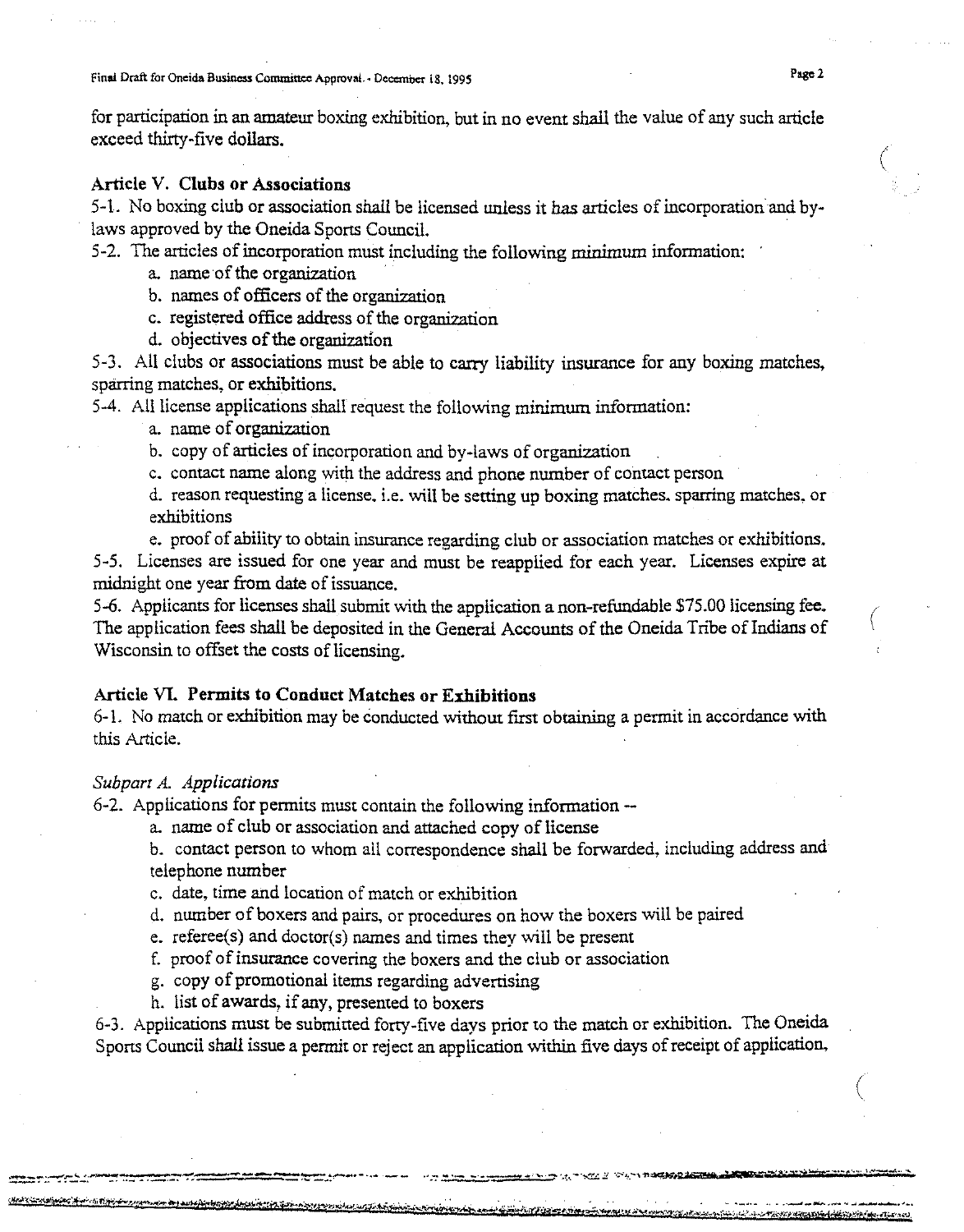for participation in an amateur boxing exhibition, but in no event shall the value of any such article exceed thirty-five dollars.

### Article V. Clubs or Associations

5-1. No boxing club or association shall be licensed unless it has articles of incorporation and by-laws approved by the Oneida Sports Council.

5-2. The articles of incorporation must including the following minimum information:

a. name of the organization
b. names of officers of the organization
c. registered office address of the organization
d. objectives of the organization

5-3. All clubs or associations must be able to carry liability insurance for any boxing matches, sparring matches, or exhibitions.

5-4. All license applications shall request the following minimum information:

a. name of organization
b. copy of articles of incorporation and by-laws of organization
c. contact name along with the address and phone number of contact person
d. reason requesting a license, i.e. will be setting up boxing matches, sparring matches, or exhibitions
e. proof of ability to obtain insurance regarding club or association matches or exhibitions.

5-5. Licenses are issued for one year and must be reapplied for each year. Licenses expire at midnight one year from date of issuance.

5-6. Applicants for licenses shall submit with the application a non-refundable $75.00 licensing fee. The application fees shall be deposited in the General Accounts of the Oneida Tribe of Indians of Wisconsin to offset the costs of licensing.

### Article VI. Permits to Conduct Matches or Exhibitions

6-1. No match or exhibition may be conducted without first obtaining a permit in accordance with this Article.

*Subpart A. Applications*

6-2. Applications for permits must contain the following information --

a. name of club or association and attached copy of license
b. contact person to whom all correspondence shall be forwarded, including address and telephone number
c. date, time and location of match or exhibition
d. number of boxers and pairs, or procedures on how the boxers will be paired
e. referee(s) and doctor(s) names and times they will be present
f. proof of insurance covering the boxers and the club or association
g. copy of promotional items regarding advertising
h. list of awards, if any, presented to boxers

6-3. Applications must be submitted forty-five days prior to the match or exhibition. The Oneida Sports Council shall issue a permit or reject an application within five days of receipt of application,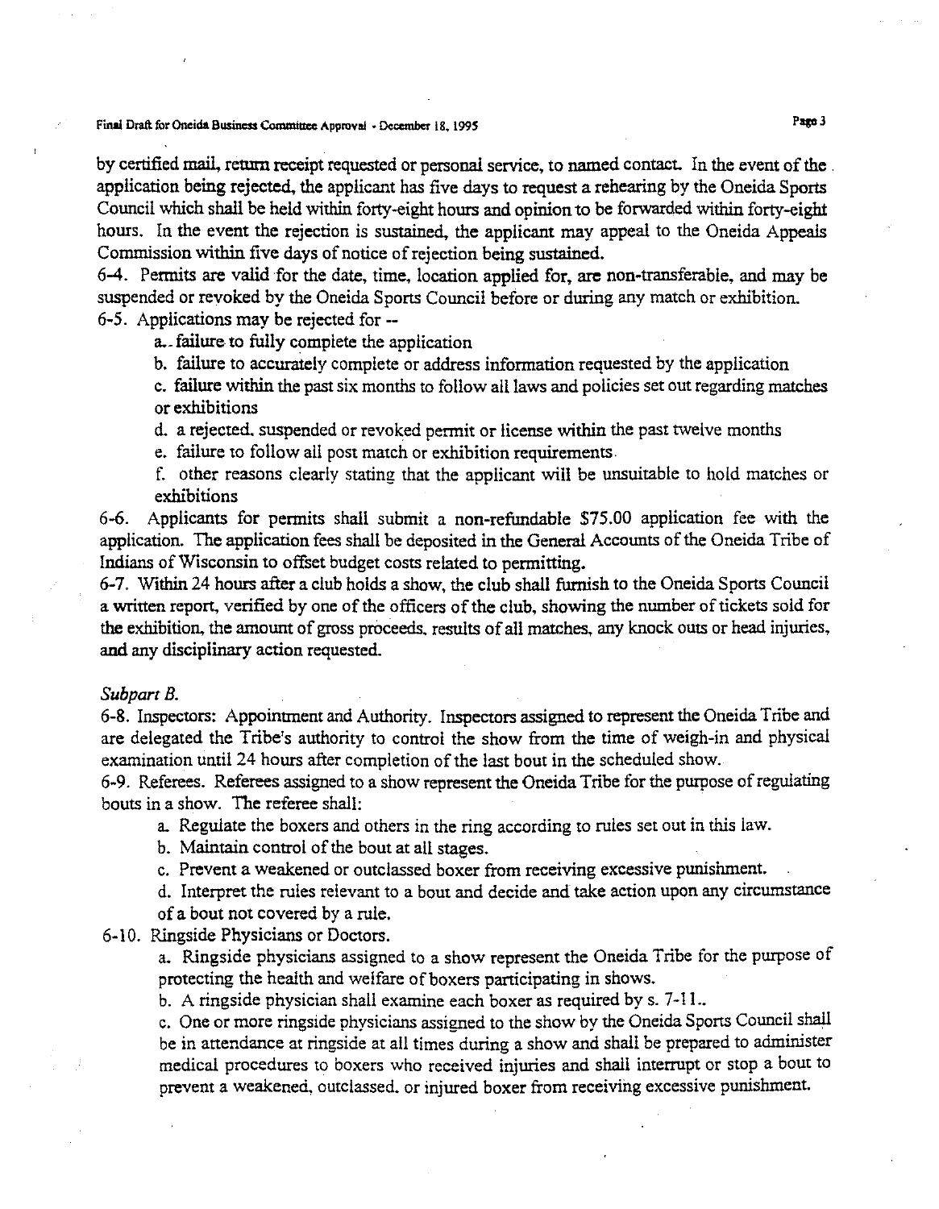by certified mail, return receipt requested or personal service, to named contact. In the event of the application being rejected, the applicant has five days to request a rehearing by the Oneida Sports Council which shall be held within forty-eight hours and opinion to be forwarded within forty-eight hours. In the event the rejection is sustained, the applicant may appeal to the Oneida Appeals Commission within five days of notice of rejection being sustained.

6-4. Permits are valid for the date, time, location applied for, are non-transferable, and may be suspended or revoked by the Oneida Sports Council before or during any match or exhibition.

6-5. Applications may be rejected for --

a. failure to fully complete the application

b. failure to accurately complete or address information requested by the application

c. failure within the past six months to follow all laws and policies set out regarding matches or exhibitions

d. a rejected, suspended or revoked permit or license within the past twelve months

e. failure to follow all post match or exhibition requirements

f. other reasons clearly stating that the applicant will be unsuitable to hold matches or exhibitions

6-6. Applicants for permits shall submit a non-refundable $75.00 application fee with the application. The application fees shall be deposited in the General Accounts of the Oneida Tribe of Indians of Wisconsin to offset budget costs related to permitting.

6-7. Within 24 hours after a club holds a show, the club shall furnish to the Oneida Sports Council a written report, verified by one of the officers of the club, showing the number of tickets sold for the exhibition, the amount of gross proceeds, results of all matches, any knock outs or head injuries, and any disciplinary action requested.

*Subpart B.*

6-8. Inspectors: Appointment and Authority. Inspectors assigned to represent the Oneida Tribe and are delegated the Tribe's authority to control the show from the time of weigh-in and physical examination until 24 hours after completion of the last bout in the scheduled show.

6-9. Referees. Referees assigned to a show represent the Oneida Tribe for the purpose of regulating bouts in a show. The referee shall:

a. Regulate the boxers and others in the ring according to rules set out in this law.

b. Maintain control of the bout at all stages.

c. Prevent a weakened or outclassed boxer from receiving excessive punishment.

d. Interpret the rules relevant to a bout and decide and take action upon any circumstance of a bout not covered by a rule.

6-10. Ringside Physicians or Doctors.

a. Ringside physicians assigned to a show represent the Oneida Tribe for the purpose of protecting the health and welfare of boxers participating in shows.

b. A ringside physician shall examine each boxer as required by s. 7-11..

c. One or more ringside physicians assigned to the show by the Oneida Sports Council shall be in attendance at ringside at all times during a show and shall be prepared to administer medical procedures to boxers who received injuries and shall interrupt or stop a bout to prevent a weakened, outclassed, or injured boxer from receiving excessive punishment.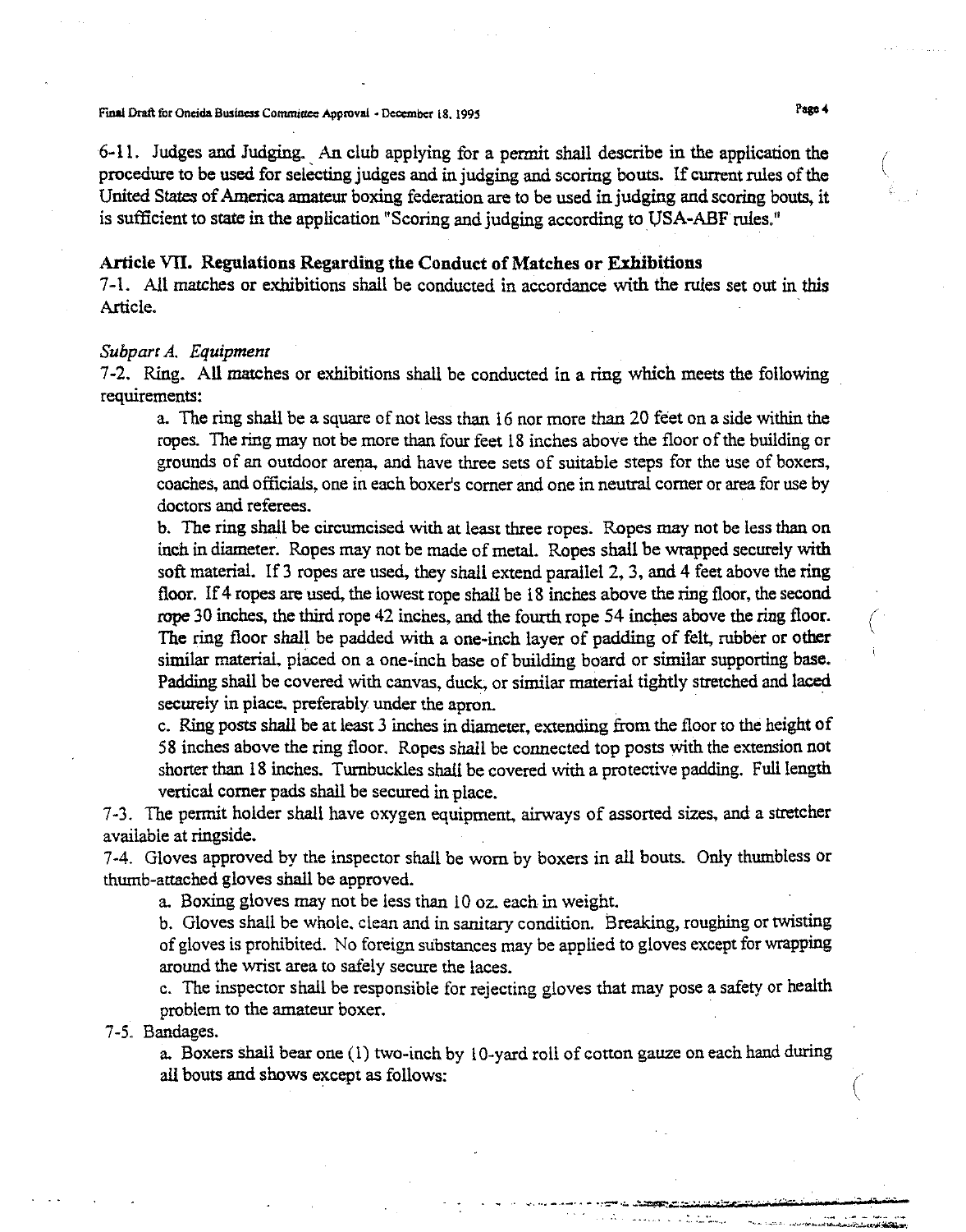6-11. Judges and Judging. An club applying for a permit shall describe in the application the procedure to be used for selecting judges and in judging and scoring bouts. If current rules of the United States of America amateur boxing federation are to be used in judging and scoring bouts, it is sufficient to state in the application "Scoring and judging according to USA-ABF rules."

## Article VII. Regulations Regarding the Conduct of Matches or Exhibitions

7-1. All matches or exhibitions shall be conducted in accordance with the rules set out in this Article.

*Subpart A. Equipment*

7-2. Ring. All matches or exhibitions shall be conducted in a ring which meets the following requirements:

a. The ring shall be a square of not less than 16 nor more than 20 feet on a side within the ropes. The ring may not be more than four feet 18 inches above the floor of the building or grounds of an outdoor arena, and have three sets of suitable steps for the use of boxers, coaches, and officials, one in each boxer's corner and one in neutral corner or area for use by doctors and referees.

b. The ring shall be circumcised with at least three ropes. Ropes may not be less than on inch in diameter. Ropes may not be made of metal. Ropes shall be wrapped securely with soft material. If 3 ropes are used, they shall extend parallel 2, 3, and 4 feet above the ring floor. If 4 ropes are used, the lowest rope shall be 18 inches above the ring floor, the second rope 30 inches, the third rope 42 inches, and the fourth rope 54 inches above the ring floor. The ring floor shall be padded with a one-inch layer of padding of felt, rubber or other similar material, placed on a one-inch base of building board or similar supporting base. Padding shall be covered with canvas, duck, or similar material tightly stretched and laced securely in place, preferably under the apron.

c. Ring posts shall be at least 3 inches in diameter, extending from the floor to the height of 58 inches above the ring floor. Ropes shall be connected top posts with the extension not shorter than 18 inches. Turnbuckles shall be covered with a protective padding. Full length vertical corner pads shall be secured in place.

7-3. The permit holder shall have oxygen equipment, airways of assorted sizes, and a stretcher available at ringside.

7-4. Gloves approved by the inspector shall be worn by boxers in all bouts. Only thumbless or thumb-attached gloves shall be approved.

a. Boxing gloves may not be less than 10 oz. each in weight.

b. Gloves shall be whole, clean and in sanitary condition. Breaking, roughing or twisting of gloves is prohibited. No foreign substances may be applied to gloves except for wrapping around the wrist area to safely secure the laces.

c. The inspector shall be responsible for rejecting gloves that may pose a safety or health problem to the amateur boxer.

7-5. Bandages.

a. Boxers shall bear one (1) two-inch by 10-yard roll of cotton gauze on each hand during all bouts and shows except as follows: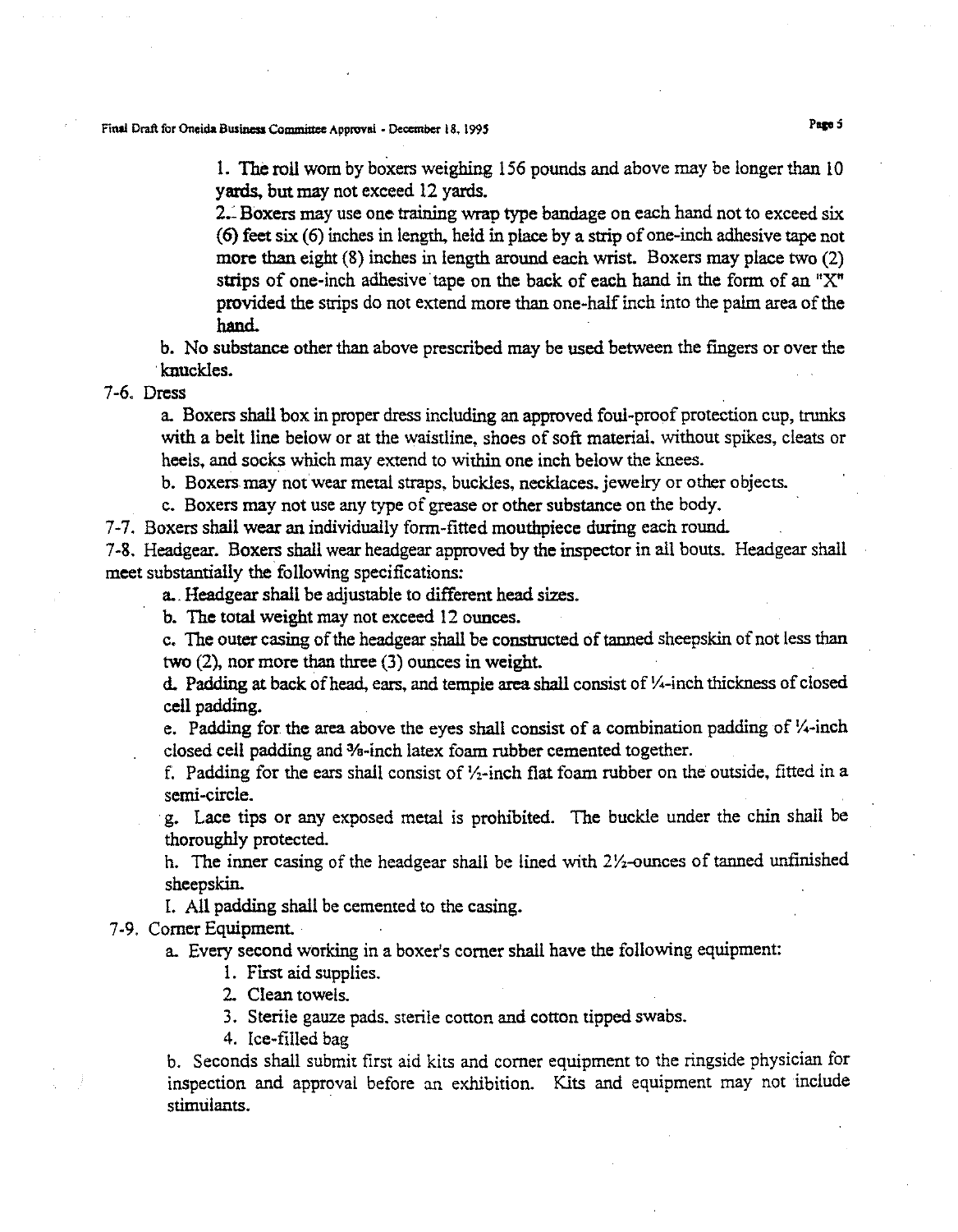1. The roll worn by boxers weighing 156 pounds and above may be longer than 10 yards, but may not exceed 12 yards.

2. Boxers may use one training wrap type bandage on each hand not to exceed six (6) feet six (6) inches in length, held in place by a strip of one-inch adhesive tape not more than eight (8) inches in length around each wrist. Boxers may place two (2) strips of one-inch adhesive tape on the back of each hand in the form of an "X" provided the strips do not extend more than one-half inch into the palm area of the hand.

b. No substance other than above prescribed may be used between the fingers or over the knuckles.

7-6. Dress

a. Boxers shall box in proper dress including an approved foul-proof protection cup, trunks with a belt line below or at the waistline, shoes of soft material, without spikes, cleats or heels, and socks which may extend to within one inch below the knees.

b. Boxers may not wear metal straps, buckles, necklaces, jewelry or other objects.

c. Boxers may not use any type of grease or other substance on the body.

7-7. Boxers shall wear an individually form-fitted mouthpiece during each round.

7-8. Headgear. Boxers shall wear headgear approved by the inspector in all bouts. Headgear shall meet substantially the following specifications:

a. Headgear shall be adjustable to different head sizes.

b. The total weight may not exceed 12 ounces.

c. The outer casing of the headgear shall be constructed of tanned sheepskin of not less than two (2), nor more than three (3) ounces in weight.

d. Padding at back of head, ears, and temple area shall consist of ¼-inch thickness of closed cell padding.

e. Padding for the area above the eyes shall consist of a combination padding of ¼-inch closed cell padding and ⅜-inch latex foam rubber cemented together.

f. Padding for the ears shall consist of ½-inch flat foam rubber on the outside, fitted in a semi-circle.

g. Lace tips or any exposed metal is prohibited. The buckle under the chin shall be thoroughly protected.

h. The inner casing of the headgear shall be lined with 2½-ounces of tanned unfinished sheepskin.

I. All padding shall be cemented to the casing.

7-9. Corner Equipment.

a. Every second working in a boxer's corner shall have the following equipment:

1. First aid supplies.
2. Clean towels.
3. Sterile gauze pads, sterile cotton and cotton tipped swabs.
4. Ice-filled bag

b. Seconds shall submit first aid kits and corner equipment to the ringside physician for inspection and approval before an exhibition. Kits and equipment may not include stimulants.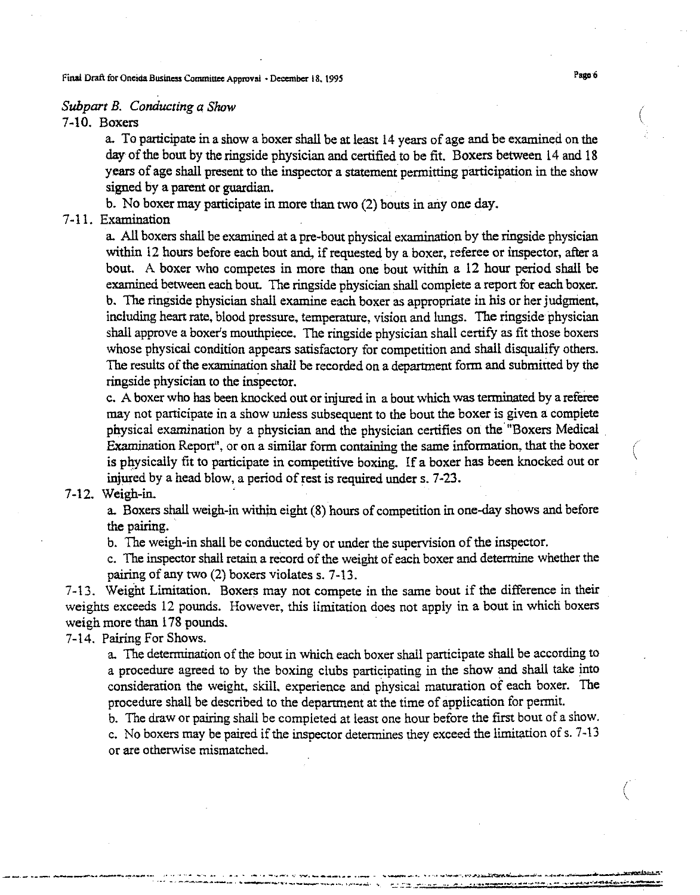## *Subpart B. Conducting a Show*

7-10. Boxers

a. To participate in a show a boxer shall be at least 14 years of age and be examined on the day of the bout by the ringside physician and certified to be fit. Boxers between 14 and 18 years of age shall present to the inspector a statement permitting participation in the show signed by a parent or guardian.

b. No boxer may participate in more than two (2) bouts in any one day.

7-11. Examination

a. All boxers shall be examined at a pre-bout physical examination by the ringside physician within 12 hours before each bout and, if requested by a boxer, referee or inspector, after a bout. A boxer who competes in more than one bout within a 12 hour period shall be examined between each bout. The ringside physician shall complete a report for each boxer.

b. The ringside physician shall examine each boxer as appropriate in his or her judgment, including heart rate, blood pressure, temperature, vision and lungs. The ringside physician shall approve a boxer's mouthpiece. The ringside physician shall certify as fit those boxers whose physical condition appears satisfactory for competition and shall disqualify others. The results of the examination shall be recorded on a department form and submitted by the ringside physician to the inspector.

c. A boxer who has been knocked out or injured in a bout which was terminated by a referee may not participate in a show unless subsequent to the bout the boxer is given a complete physical examination by a physician and the physician certifies on the "Boxers Medical Examination Report", or on a similar form containing the same information, that the boxer is physically fit to participate in competitive boxing. If a boxer has been knocked out or injured by a head blow, a period of rest is required under s. 7-23.

7-12. Weigh-in.

a. Boxers shall weigh-in within eight (8) hours of competition in one-day shows and before the pairing.

b. The weigh-in shall be conducted by or under the supervision of the inspector.

c. The inspector shall retain a record of the weight of each boxer and determine whether the pairing of any two (2) boxers violates s. 7-13.

7-13. Weight Limitation. Boxers may not compete in the same bout if the difference in their weights exceeds 12 pounds. However, this limitation does not apply in a bout in which boxers weigh more than 178 pounds.

7-14. Pairing For Shows.

a. The determination of the bout in which each boxer shall participate shall be according to a procedure agreed to by the boxing clubs participating in the show and shall take into consideration the weight, skill, experience and physical maturation of each boxer. The procedure shall be described to the department at the time of application for permit.

b. The draw or pairing shall be completed at least one hour before the first bout of a show.

c. No boxers may be paired if the inspector determines they exceed the limitation of s. 7-13 or are otherwise mismatched.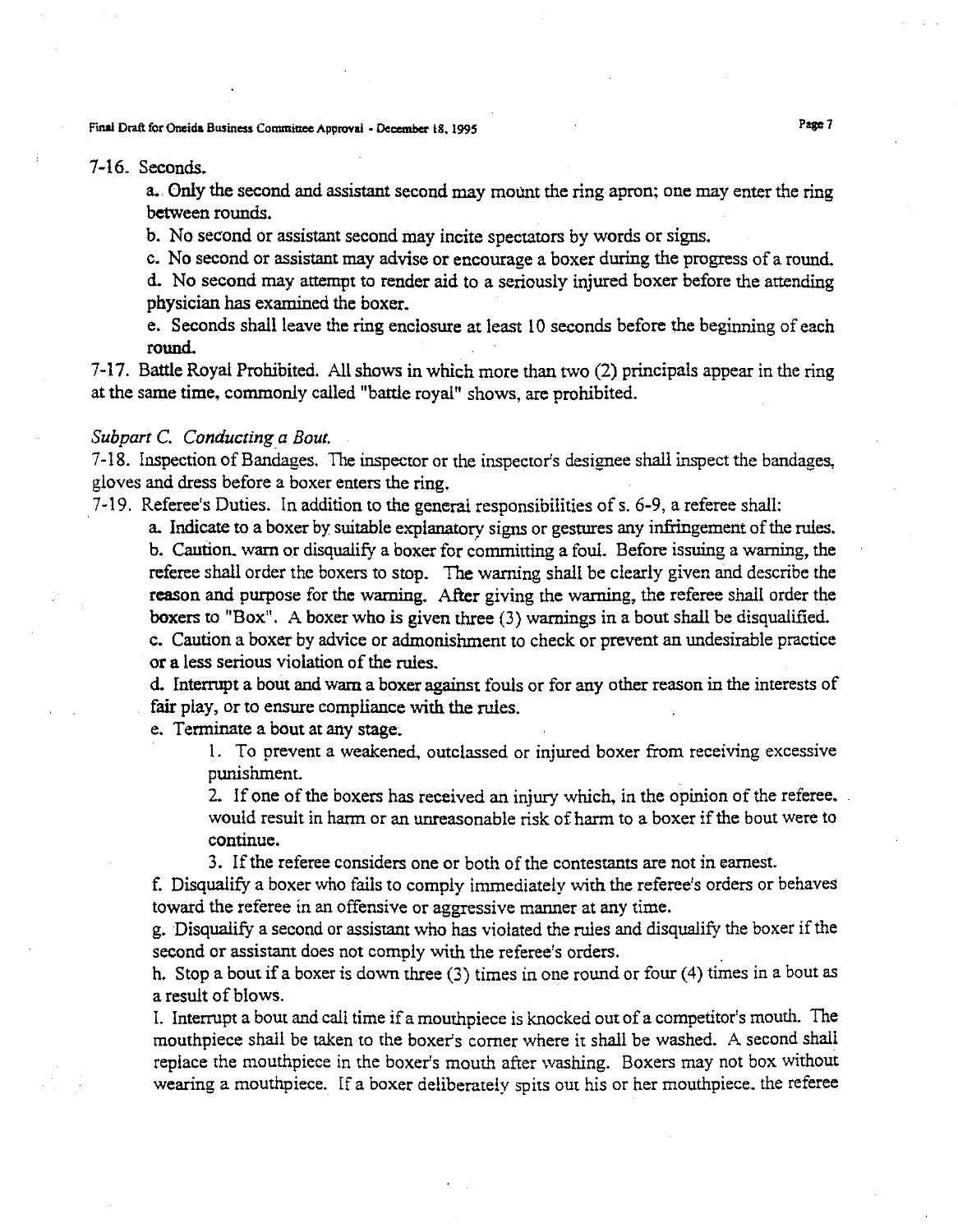7-16. Seconds.

a. Only the second and assistant second may mount the ring apron; one may enter the ring between rounds.

b. No second or assistant second may incite spectators by words or signs.

c. No second or assistant may advise or encourage a boxer during the progress of a round.

d. No second may attempt to render aid to a seriously injured boxer before the attending physician has examined the boxer.

e. Seconds shall leave the ring enclosure at least 10 seconds before the beginning of each round.

7-17. Battle Royal Prohibited. All shows in which more than two (2) principals appear in the ring at the same time, commonly called "battle royal" shows, are prohibited.

*Subpart C. Conducting a Bout.*

7-18. Inspection of Bandages. The inspector or the inspector's designee shall inspect the bandages, gloves and dress before a boxer enters the ring.

7-19. Referee's Duties. In addition to the general responsibilities of s. 6-9, a referee shall:

a. Indicate to a boxer by suitable explanatory signs or gestures any infringement of the rules.

b. Caution, warn or disqualify a boxer for committing a foul. Before issuing a warning, the referee shall order the boxers to stop. The warning shall be clearly given and describe the reason and purpose for the warning. After giving the warning, the referee shall order the boxers to "Box". A boxer who is given three (3) warnings in a bout shall be disqualified.

c. Caution a boxer by advice or admonishment to check or prevent an undesirable practice or a less serious violation of the rules.

d. Interrupt a bout and warn a boxer against fouls or for any other reason in the interests of fair play, or to ensure compliance with the rules.

e. Terminate a bout at any stage.

1. To prevent a weakened, outclassed or injured boxer from receiving excessive punishment.

2. If one of the boxers has received an injury which, in the opinion of the referee, would result in harm or an unreasonable risk of harm to a boxer if the bout were to continue.

3. If the referee considers one or both of the contestants are not in earnest.

f. Disqualify a boxer who fails to comply immediately with the referee's orders or behaves toward the referee in an offensive or aggressive manner at any time.

g. Disqualify a second or assistant who has violated the rules and disqualify the boxer if the second or assistant does not comply with the referee's orders.

h. Stop a bout if a boxer is down three (3) times in one round or four (4) times in a bout as a result of blows.

I. Interrupt a bout and call time if a mouthpiece is knocked out of a competitor's mouth. The mouthpiece shall be taken to the boxer's corner where it shall be washed. A second shall replace the mouthpiece in the boxer's mouth after washing. Boxers may not box without wearing a mouthpiece. If a boxer deliberately spits out his or her mouthpiece, the referee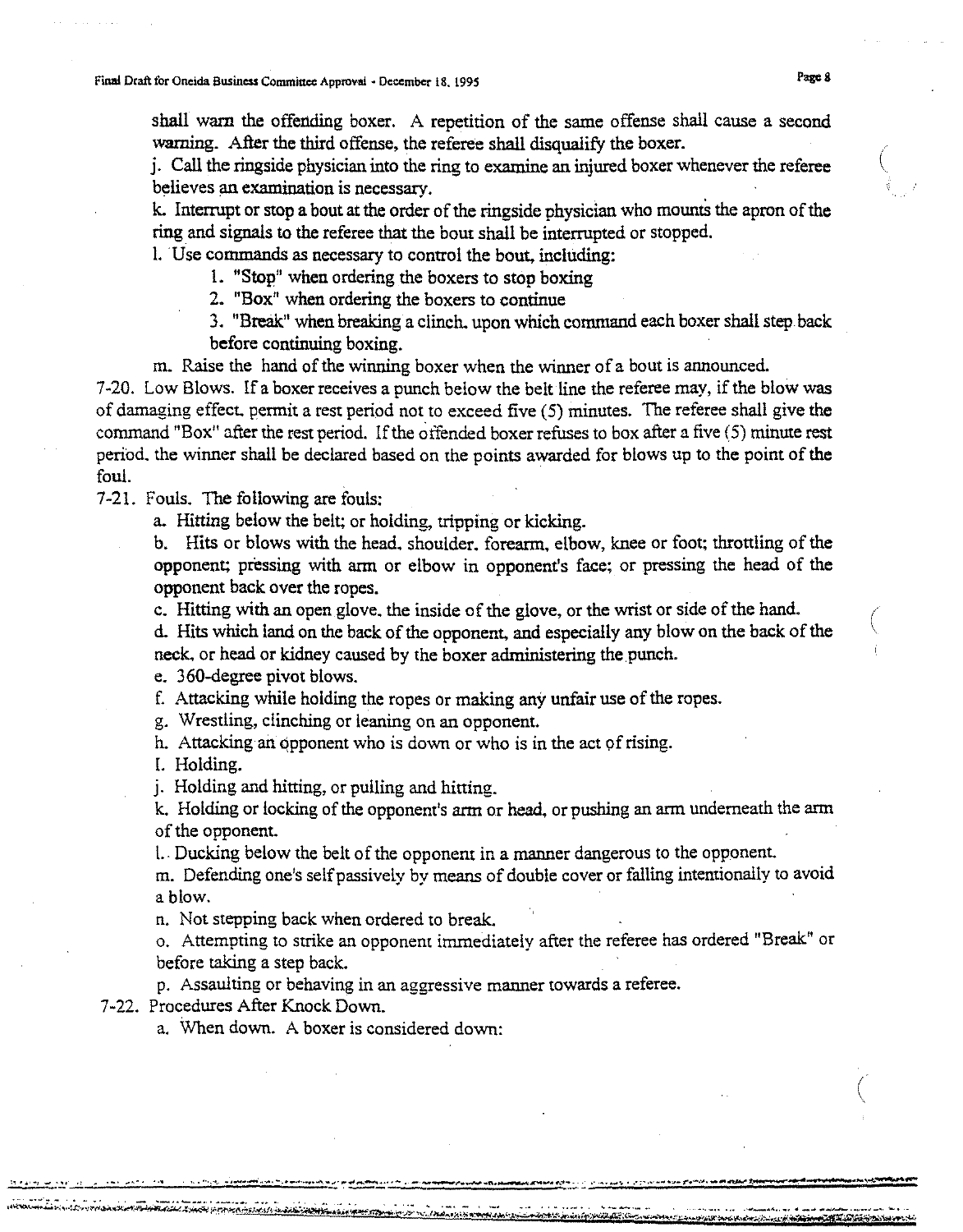shall warn the offending boxer. A repetition of the same offense shall cause a second warning. After the third offense, the referee shall disqualify the boxer.

j. Call the ringside physician into the ring to examine an injured boxer whenever the referee believes an examination is necessary.

k. Interrupt or stop a bout at the order of the ringside physician who mounts the apron of the ring and signals to the referee that the bout shall be interrupted or stopped.

l. Use commands as necessary to control the bout, including:

1. "Stop" when ordering the boxers to stop boxing
2. "Box" when ordering the boxers to continue
3. "Break" when breaking a clinch, upon which command each boxer shall step back before continuing boxing.

m. Raise the hand of the winning boxer when the winner of a bout is announced.

7-20. Low Blows. If a boxer receives a punch below the belt line the referee may, if the blow was of damaging effect, permit a rest period not to exceed five (5) minutes. The referee shall give the command "Box" after the rest period. If the offended boxer refuses to box after a five (5) minute rest period, the winner shall be declared based on the points awarded for blows up to the point of the foul.

7-21. Fouls. The following are fouls:

a. Hitting below the belt; or holding, tripping or kicking.

b. Hits or blows with the head, shoulder, forearm, elbow, knee or foot; throttling of the opponent; pressing with arm or elbow in opponent's face; or pressing the head of the opponent back over the ropes.

c. Hitting with an open glove, the inside of the glove, or the wrist or side of the hand.

d. Hits which land on the back of the opponent, and especially any blow on the back of the neck, or head or kidney caused by the boxer administering the punch.

e. 360-degree pivot blows.

f. Attacking while holding the ropes or making any unfair use of the ropes.

g. Wrestling, clinching or leaning on an opponent.

h. Attacking an opponent who is down or who is in the act of rising.

I. Holding.

j. Holding and hitting, or pulling and hitting.

k. Holding or locking of the opponent's arm or head, or pushing an arm underneath the arm of the opponent.

l. Ducking below the belt of the opponent in a manner dangerous to the opponent.

m. Defending one's self passively by means of double cover or falling intentionally to avoid a blow.

n. Not stepping back when ordered to break.

o. Attempting to strike an opponent immediately after the referee has ordered "Break" or before taking a step back.

p. Assaulting or behaving in an aggressive manner towards a referee.

7-22. Procedures After Knock Down.

a. When down. A boxer is considered down: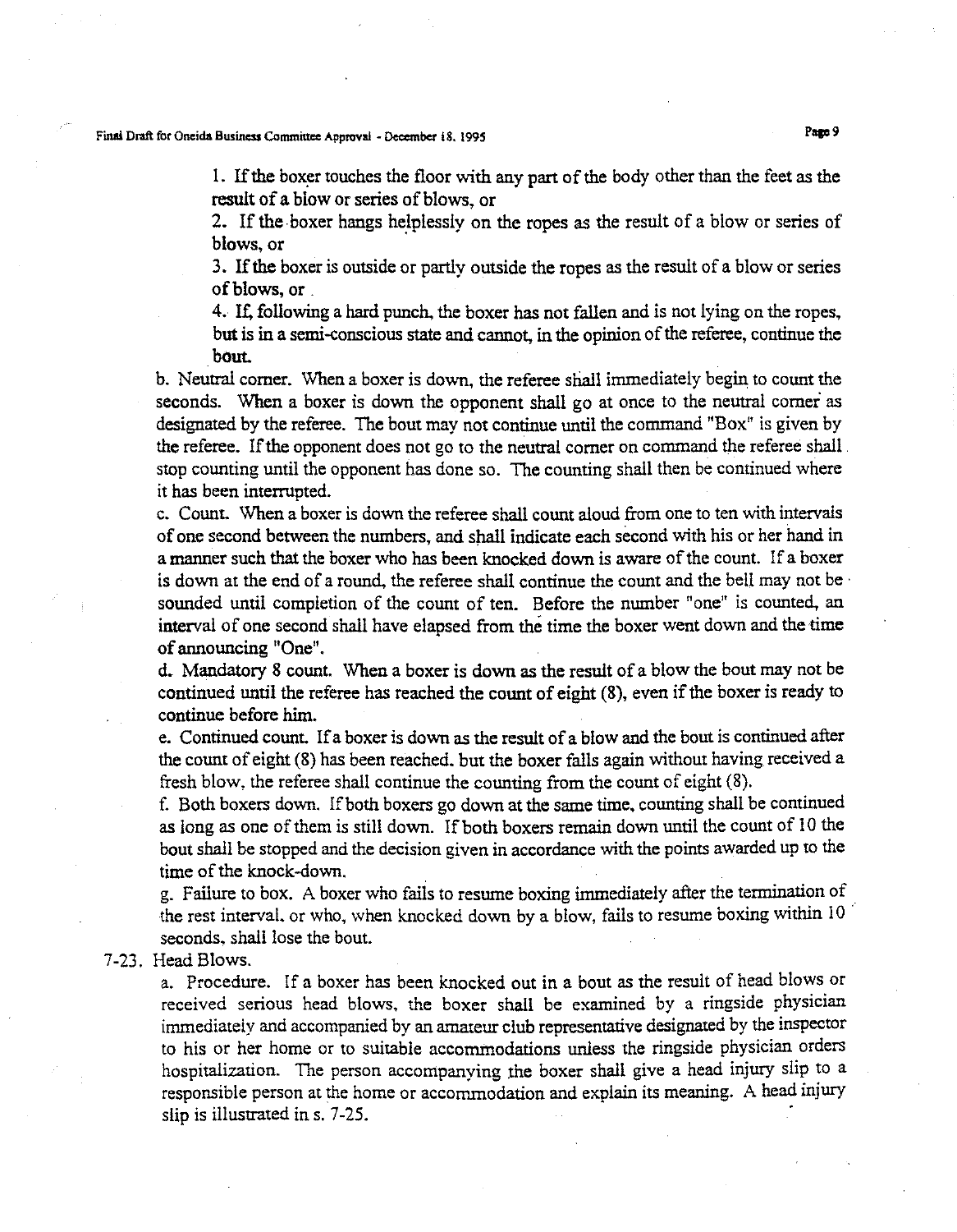1. If the boxer touches the floor with any part of the body other than the feet as the result of a blow or series of blows, or

2. If the boxer hangs helplessly on the ropes as the result of a blow or series of blows, or

3. If the boxer is outside or partly outside the ropes as the result of a blow or series of blows, or

4. If, following a hard punch, the boxer has not fallen and is not lying on the ropes, but is in a semi-conscious state and cannot, in the opinion of the referee, continue the bout.

b. Neutral corner. When a boxer is down, the referee shall immediately begin to count the seconds. When a boxer is down the opponent shall go at once to the neutral corner as designated by the referee. The bout may not continue until the command "Box" is given by the referee. If the opponent does not go to the neutral corner on command the referee shall stop counting until the opponent has done so. The counting shall then be continued where it has been interrupted.

c. Count. When a boxer is down the referee shall count aloud from one to ten with intervals of one second between the numbers, and shall indicate each second with his or her hand in a manner such that the boxer who has been knocked down is aware of the count. If a boxer is down at the end of a round, the referee shall continue the count and the bell may not be sounded until completion of the count of ten. Before the number "one" is counted, an interval of one second shall have elapsed from the time the boxer went down and the time of announcing "One".

d. Mandatory 8 count. When a boxer is down as the result of a blow the bout may not be continued until the referee has reached the count of eight (8), even if the boxer is ready to continue before him.

e. Continued count. If a boxer is down as the result of a blow and the bout is continued after the count of eight (8) has been reached, but the boxer falls again without having received a fresh blow, the referee shall continue the counting from the count of eight (8).

f. Both boxers down. If both boxers go down at the same time, counting shall be continued as long as one of them is still down. If both boxers remain down until the count of 10 the bout shall be stopped and the decision given in accordance with the points awarded up to the time of the knock-down.

g. Failure to box. A boxer who fails to resume boxing immediately after the termination of the rest interval, or who, when knocked down by a blow, fails to resume boxing within 10 seconds, shall lose the bout.

7-23. Head Blows.

a. Procedure. If a boxer has been knocked out in a bout as the result of head blows or received serious head blows, the boxer shall be examined by a ringside physician immediately and accompanied by an amateur club representative designated by the inspector to his or her home or to suitable accommodations unless the ringside physician orders hospitalization. The person accompanying the boxer shall give a head injury slip to a responsible person at the home or accommodation and explain its meaning. A head injury slip is illustrated in s. 7-25.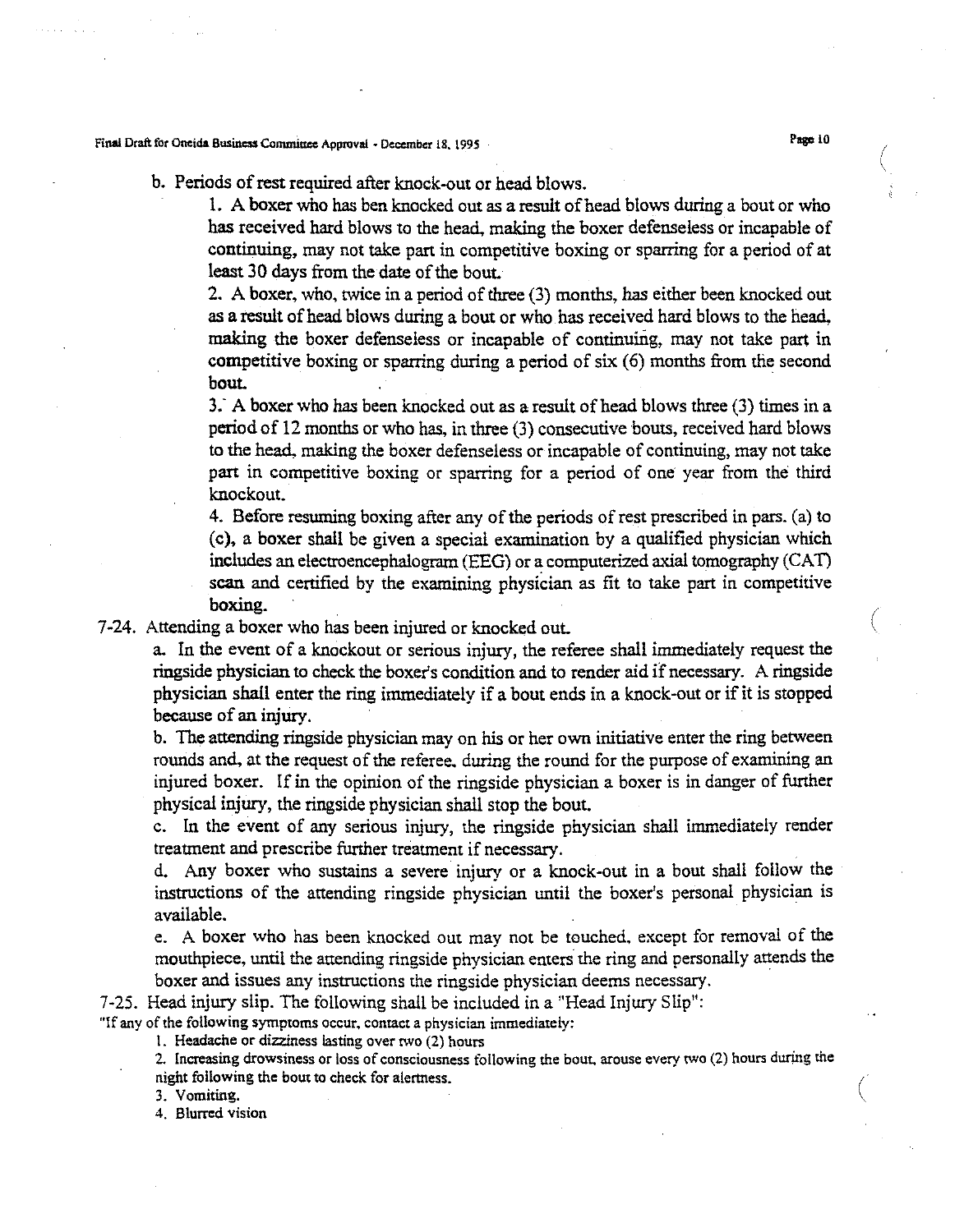b. Periods of rest required after knock-out or head blows.

1. A boxer who has ben knocked out as a result of head blows during a bout or who has received hard blows to the head, making the boxer defenseless or incapable of continuing, may not take part in competitive boxing or sparring for a period of at least 30 days from the date of the bout.

2. A boxer, who, twice in a period of three (3) months, has either been knocked out as a result of head blows during a bout or who has received hard blows to the head, making the boxer defenseless or incapable of continuing, may not take part in competitive boxing or sparring during a period of six (6) months from the second bout.

3. A boxer who has been knocked out as a result of head blows three (3) times in a period of 12 months or who has, in three (3) consecutive bouts, received hard blows to the head, making the boxer defenseless or incapable of continuing, may not take part in competitive boxing or sparring for a period of one year from the third knockout.

4. Before resuming boxing after any of the periods of rest prescribed in pars. (a) to (c), a boxer shall be given a special examination by a qualified physician which includes an electroencephalogram (EEG) or a computerized axial tomography (CAT) scan and certified by the examining physician as fit to take part in competitive boxing.

7-24. Attending a boxer who has been injured or knocked out.

a. In the event of a knockout or serious injury, the referee shall immediately request the ringside physician to check the boxer's condition and to render aid if necessary. A ringside physician shall enter the ring immediately if a bout ends in a knock-out or if it is stopped because of an injury.

b. The attending ringside physician may on his or her own initiative enter the ring between rounds and, at the request of the referee, during the round for the purpose of examining an injured boxer. If in the opinion of the ringside physician a boxer is in danger of further physical injury, the ringside physician shall stop the bout.

c. In the event of any serious injury, the ringside physician shall immediately render treatment and prescribe further treatment if necessary.

d. Any boxer who sustains a severe injury or a knock-out in a bout shall follow the instructions of the attending ringside physician until the boxer's personal physician is available.

e. A boxer who has been knocked out may not be touched, except for removal of the mouthpiece, until the attending ringside physician enters the ring and personally attends the boxer and issues any instructions the ringside physician deems necessary.

7-25. Head injury slip. The following shall be included in a "Head Injury Slip":

"If any of the following symptoms occur, contact a physician immediately:

1. Headache or dizziness lasting over two (2) hours
2. Increasing drowsiness or loss of consciousness following the bout, arouse every two (2) hours during the night following the bout to check for alertness.
3. Vomiting.
4. Blurred vision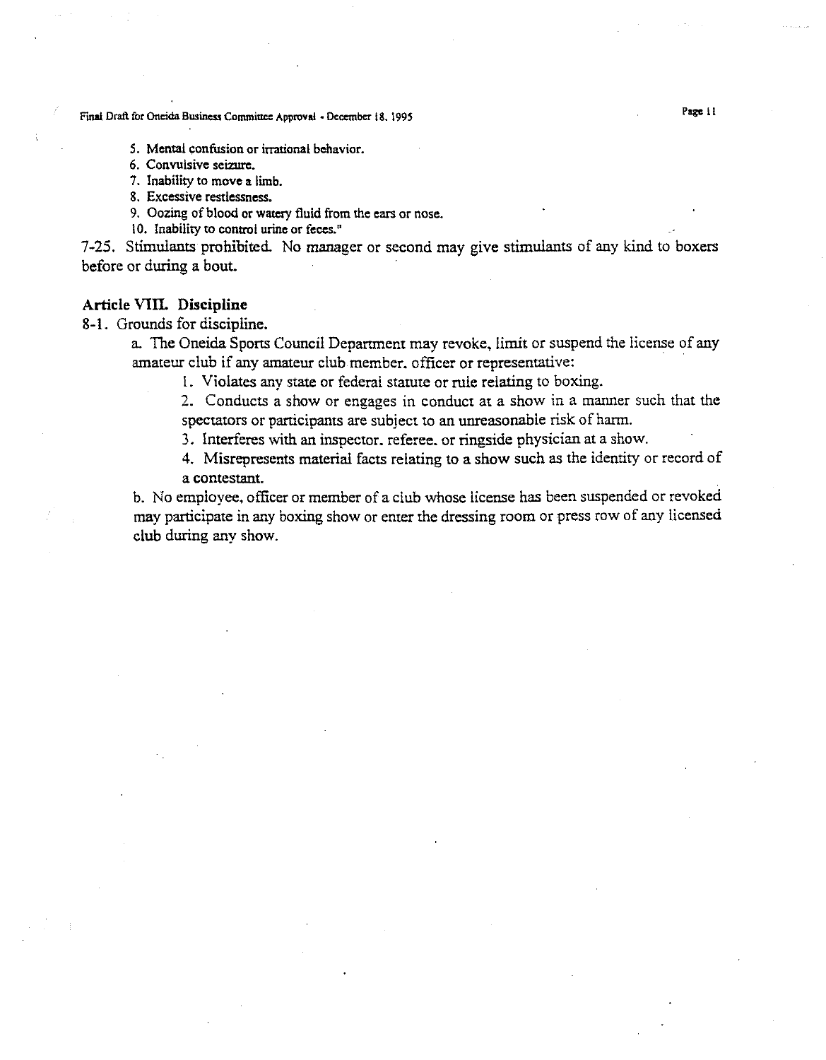5. Mental confusion or irrational behavior.
6. Convulsive seizure.
7. Inability to move a limb.
8. Excessive restlessness.
9. Oozing of blood or watery fluid from the ears or nose.
10. Inability to control urine or feces."

7-25. Stimulants prohibited. No manager or second may give stimulants of any kind to boxers before or during a bout.

### Article VIII. Discipline

8-1. Grounds for discipline.

a. The Oneida Sports Council Department may revoke, limit or suspend the license of any amateur club if any amateur club member, officer or representative:

1. Violates any state or federal statute or rule relating to boxing.
2. Conducts a show or engages in conduct at a show in a manner such that the spectators or participants are subject to an unreasonable risk of harm.
3. Interferes with an inspector, referee, or ringside physician at a show.
4. Misrepresents material facts relating to a show such as the identity or record of a contestant.

b. No employee, officer or member of a club whose license has been suspended or revoked may participate in any boxing show or enter the dressing room or press row of any licensed club during any show.